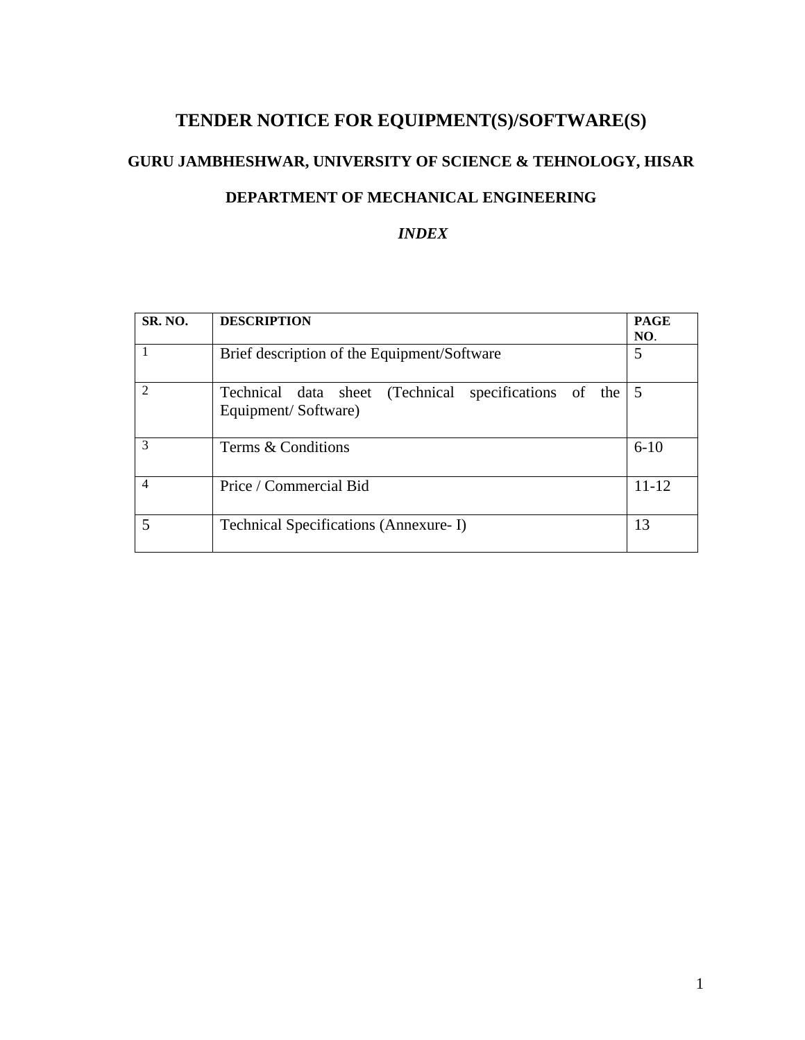# TENDER NOTICE FOR EQUIPMENT(S)/SOFTWARE(S)

## GURU JAMBHESHWAR, UNIVERSITY OF SCIENCE & TEHNOLOGY, HISAR

## DEPARTMENT OF MECHANICAL ENGINEERING

***INDEX***

| SR. NO. | DESCRIPTION | PAGE NO. |
|---|---|---|
| 1 | Brief description of the Equipment/Software | 5 |
| 2 | Technical data sheet (Technical specifications of the Equipment/ Software) | 5 |
| 3 | Terms & Conditions | 6-10 |
| 4 | Price / Commercial Bid | 11-12 |
| 5 | Technical Specifications (Annexure- I) | 13 |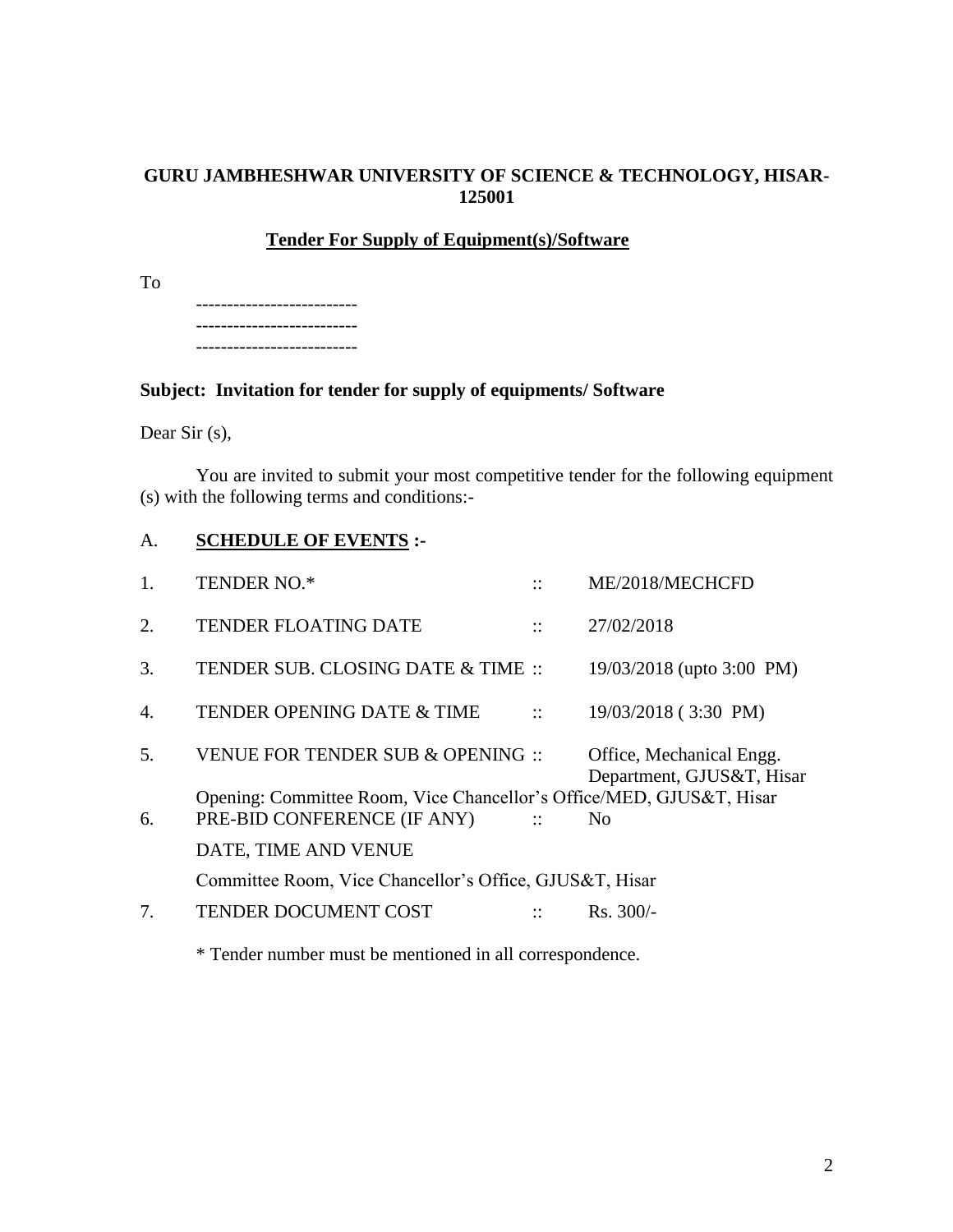**GURU JAMBHESHWAR UNIVERSITY OF SCIENCE & TECHNOLOGY, HISAR-125001**

**Tender For Supply of Equipment(s)/Software**

To

--------------------------
--------------------------
--------------------------

**Subject: Invitation for tender for supply of equipments/ Software**

Dear Sir (s),

You are invited to submit your most competitive tender for the following equipment (s) with the following terms and conditions:-

A. **SCHEDULE OF EVENTS :-**

| | | | |
|---|---|---|---|
| 1. | TENDER NO.* | :: | ME/2018/MECHCFD |
| 2. | TENDER FLOATING DATE | :: | 27/02/2018 |
| 3. | TENDER SUB. CLOSING DATE & TIME | :: | 19/03/2018 (upto 3:00 PM) |
| 4. | TENDER OPENING DATE & TIME | :: | 19/03/2018 ( 3:30 PM) |
| 5. | VENUE FOR TENDER SUB & OPENING | :: | Office, Mechanical Engg. Department, GJUS&T, Hisar |
| | Opening: Committee Room, Vice Chancellor's Office/MED, GJUS&T, Hisar | | |
| 6. | PRE-BID CONFERENCE (IF ANY) | :: | No |
| | DATE, TIME AND VENUE | | |
| | Committee Room, Vice Chancellor's Office, GJUS&T, Hisar | | |
| 7. | TENDER DOCUMENT COST | :: | Rs. 300/- |

\* Tender number must be mentioned in all correspondence.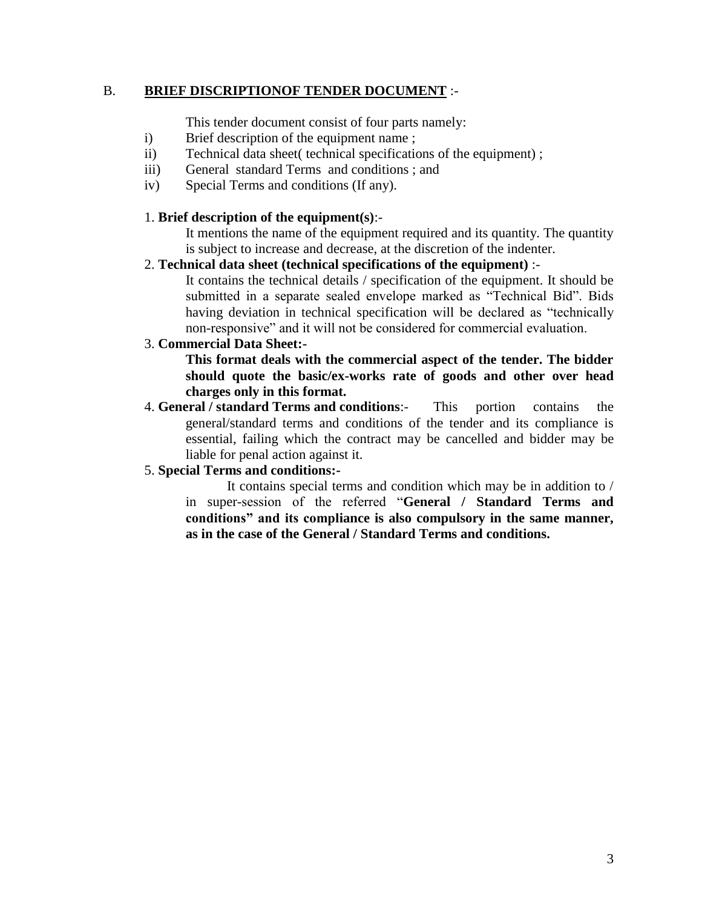B. **<u>BRIEF DISCRIPTIONOF TENDER DOCUMENT</u>** :-

This tender document consist of four parts namely:

i) Brief description of the equipment name ;

ii) Technical data sheet( technical specifications of the equipment) ;

iii) General standard Terms and conditions ; and

iv) Special Terms and conditions (If any).

1. **Brief description of the equipment(s)**:-

   It mentions the name of the equipment required and its quantity. The quantity is subject to increase and decrease, at the discretion of the indenter.

2. **Technical data sheet (technical specifications of the equipment)** :-

   It contains the technical details / specification of the equipment. It should be submitted in a separate sealed envelope marked as "Technical Bid". Bids having deviation in technical specification will be declared as "technically non-responsive" and it will not be considered for commercial evaluation.

3. **Commercial Data Sheet:-**

   **This format deals with the commercial aspect of the tender. The bidder should quote the basic/ex-works rate of goods and other over head charges only in this format.**

4. **General / standard Terms and conditions**:- This portion contains the general/standard terms and conditions of the tender and its compliance is essential, failing which the contract may cancelled and bidder may be liable for penal action against it.

5. **Special Terms and conditions:-**

   It contains special terms and condition which may be in addition to / in super-session of the referred "**General / Standard Terms and conditions" and its compliance is also compulsory in the same manner, as in the case of the General / Standard Terms and conditions.**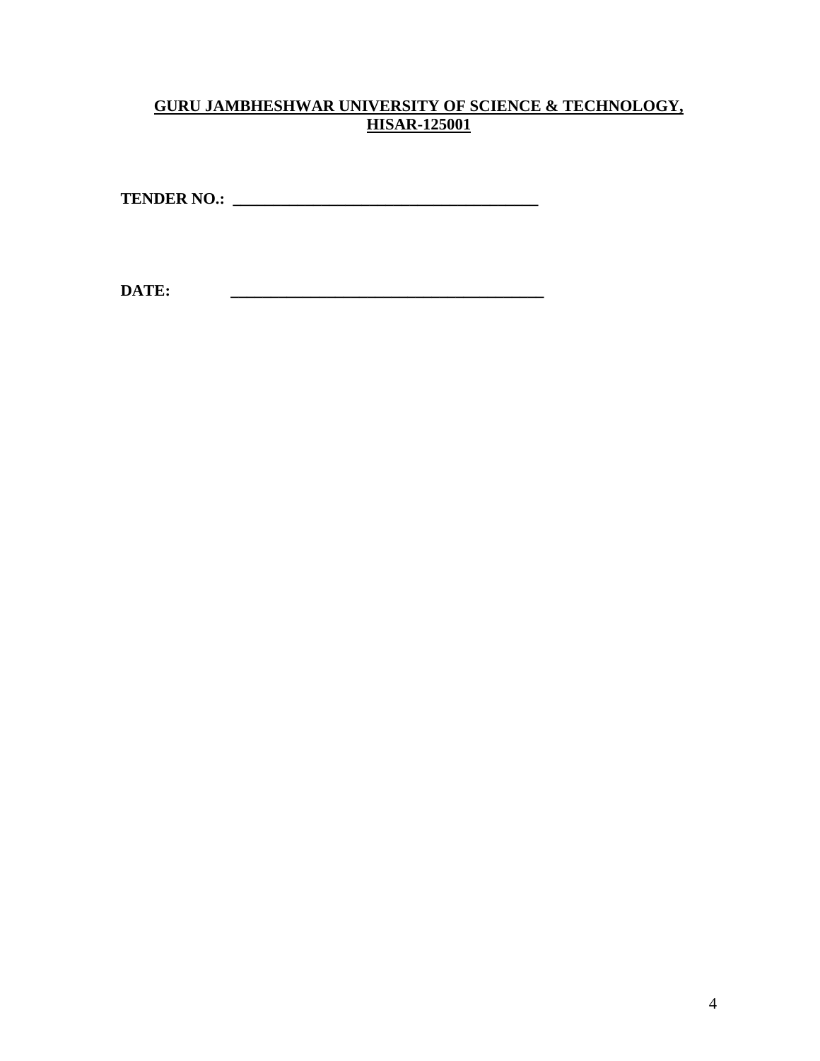**GURU JAMBHESHWAR UNIVERSITY OF SCIENCE & TECHNOLOGY, HISAR-125001**

**TENDER NO.: \_\_\_\_\_\_\_\_\_\_\_\_\_\_\_\_\_\_\_\_\_\_\_\_\_\_\_\_\_\_\_\_\_\_\_\_\_\_**

**DATE: \_\_\_\_\_\_\_\_\_\_\_\_\_\_\_\_\_\_\_\_\_\_\_\_\_\_\_\_\_\_\_\_\_\_\_\_\_\_\_**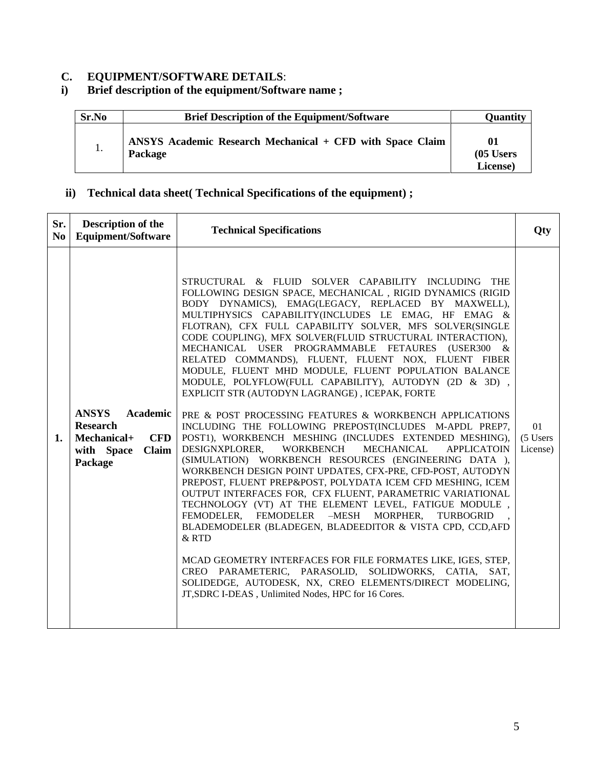## C. EQUIPMENT/SOFTWARE DETAILS:

### i) Brief description of the equipment/Software name ;

| Sr.No | Brief Description of the Equipment/Software | Quantity |
|---|---|---|
| 1. | **ANSYS Academic Research Mechanical + CFD with Space Claim Package** | **01 (05 Users License)** |

### ii) Technical data sheet( Technical Specifications of the equipment) ;

| Sr. No | Description of the Equipment/Software | Technical Specifications | Qty |
|---|---|---|---|
| **1.** | **ANSYS Academic Research Mechanical+ CFD with Space Claim Package** | STRUCTURAL & FLUID SOLVER CAPABILITY INCLUDING THE FOLLOWING DESIGN SPACE, MECHANICAL , RIGID DYNAMICS (RIGID BODY DYNAMICS), EMAG(LEGACY, REPLACED BY MAXWELL), MULTIPHYSICS CAPABILITY(INCLUDES LE EMAG, HF EMAG & FLOTRAN), CFX FULL CAPABILITY SOLVER, MFS SOLVER(SINGLE CODE COUPLING), MFX SOLVER(FLUID STRUCTURAL INTERACTION), MECHANICAL USER PROGRAMMABLE FETAURES (USER300 & RELATED COMMANDS), FLUENT, FLUENT NOX, FLUENT FIBER MODULE, FLUENT MHD MODULE, FLUENT POPULATION BALANCE MODULE, POLYFLOW(FULL CAPABILITY), AUTODYN (2D & 3D) , EXPLICIT STR (AUTODYN LAGRANGE) , ICEPAK, FORTE<br><br>PRE & POST PROCESSING FEATURES & WORKBENCH APPLICATIONS INCLUDING THE FOLLOWING PREPOST(INCLUDES M-APDL PREP7, POST1), WORKBENCH MESHING (INCLUDES EXTENDED MESHING), DESIGNXPLORER, WORKBENCH MECHANICAL APPLICATOIN (SIMULATION) WORKBENCH RESOURCES (ENGINEERING DATA ), WORKBENCH DESIGN POINT UPDATES, CFX-PRE, CFD-POST, AUTODYN PREPOST, FLUENT PREP&POST, POLYDATA ICEM CFD MESHING, ICEM OUTPUT INTERFACES FOR, CFX FLUENT, PARAMETRIC VARIATIONAL TECHNOLOGY (VT) AT THE ELEMENT LEVEL, FATIGUE MODULE , FEMODELER, FEMODELER –MESH MORPHER, TURBOGRID , BLADEMODELER (BLADEGEN, BLADEEDITOR & VISTA CPD, CCD,AFD & RTD<br><br>MCAD GEOMETRY INTERFACES FOR FILE FORMATES LIKE, IGES, STEP, CREO PARAMETERIC, PARASOLID, SOLIDWORKS, CATIA, SAT, SOLIDEDGE, AUTODESK, NX, CREO ELEMENTS/DIRECT MODELING, JT,SDRC I-DEAS , Unlimited Nodes, HPC for 16 Cores. | 01 (5 Users License) |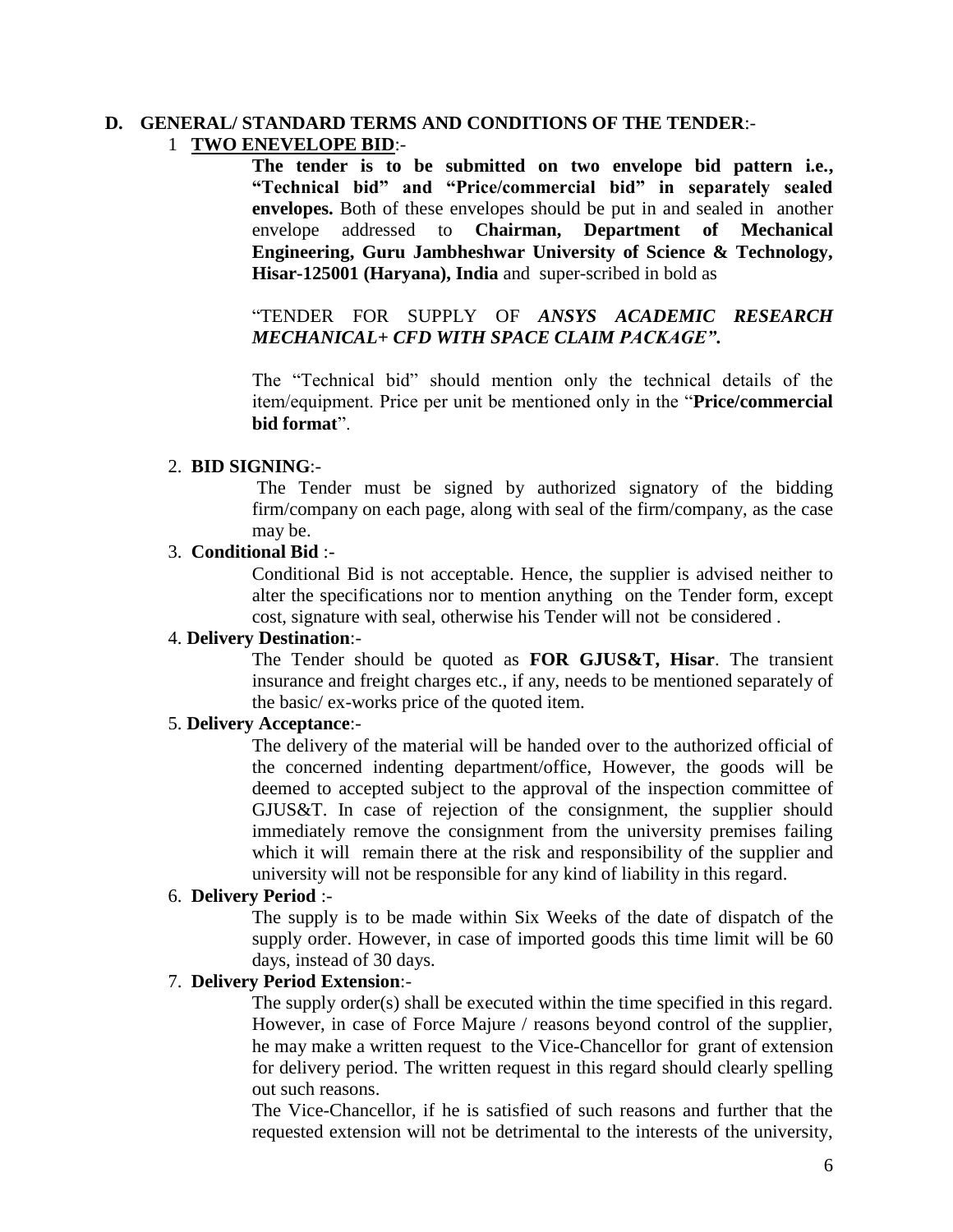## D. GENERAL/ STANDARD TERMS AND CONDITIONS OF THE TENDER:-

1 **TWO ENEVELOPE BID**:-

**The tender is to be submitted on two envelope bid pattern i.e., "Technical bid" and "Price/commercial bid" in separately sealed envelopes.** Both of these envelopes should be put in and sealed in another envelope addressed to **Chairman, Department of Mechanical Engineering, Guru Jambheshwar University of Science & Technology, Hisar-125001 (Haryana), India** and super-scribed in bold as

"TENDER FOR SUPPLY OF ***ANSYS ACADEMIC RESEARCH MECHANICAL+ CFD WITH SPACE CLAIM PACKAGE".***

The "Technical bid" should mention only the technical details of the item/equipment. Price per unit be mentioned only in the "**Price/commercial bid format**".

2. **BID SIGNING**:-

The Tender must be signed by authorized signatory of the bidding firm/company on each page, along with seal of the firm/company, as the case may be.

3. **Conditional Bid** :-

Conditional Bid is not acceptable. Hence, the supplier is advised neither to alter the specifications nor to mention anything on the Tender form, except cost, signature with seal, otherwise his Tender will not be considered .

4. **Delivery Destination**:-

The Tender should be quoted as **FOR GJUS&T, Hisar**. The transient insurance and freight charges etc., if any, needs to be mentioned separately of the basic/ ex-works price of the quoted item.

5. **Delivery Acceptance**:-

The delivery of the material will be handed over to the authorized official of the concerned indenting department/office, However, the goods will be deemed to accepted subject to the approval of the inspection committee of GJUS&T. In case of rejection of the consignment, the supplier should immediately remove the consignment from the university premises failing which it will remain there at the risk and responsibility of the supplier and university will not be responsible for any kind of liability in this regard.

6. **Delivery Period** :-

The supply is to be made within Six Weeks of the date of dispatch of the supply order. However, in case of imported goods this time limit will be 60 days, instead of 30 days.

7. **Delivery Period Extension**:-

The supply order(s) shall be executed within the time specified in this regard. However, in case of Force Majure / reasons beyond control of the supplier, he may make a written request to the Vice-Chancellor for grant of extension for delivery period. The written request in this regard should clearly spelling out such reasons.

The Vice-Chancellor, if he is satisfied of such reasons and further that the requested extension will not be detrimental to the interests of the university,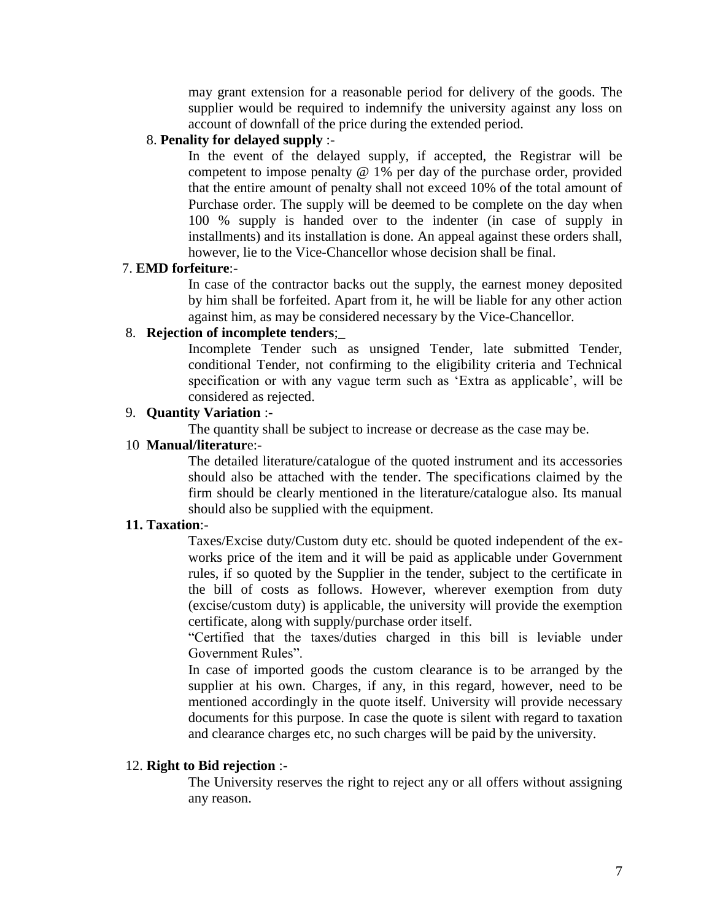may grant extension for a reasonable period for delivery of the goods. The supplier would be required to indemnify the university against any loss on account of downfall of the price during the extended period.

8. **Penality for delayed supply** :-

In the event of the delayed supply, if accepted, the Registrar will be competent to impose penalty @ 1% per day of the purchase order, provided that the entire amount of penalty shall not exceed 10% of the total amount of Purchase order. The supply will be deemed to be complete on the day when 100 % supply is handed over to the indenter (in case of supply in installments) and its installation is done. An appeal against these orders shall, however, lie to the Vice-Chancellor whose decision shall be final.

7. **EMD forfeiture**:-

In case of the contractor backs out the supply, the earnest money deposited by him shall be forfeited. Apart from it, he will be liable for any other action against him, as may be considered necessary by the Vice-Chancellor.

8. **Rejection of incomplete tenders**;_

Incomplete Tender such as unsigned Tender, late submitted Tender, conditional Tender, not confirming to the eligibility criteria and Technical specification or with any vague term such as 'Extra as applicable', will be considered as rejected.

9. **Quantity Variation** :-

The quantity shall be subject to increase or decrease as the case may be.

10 **Manual/literatur**e:-

The detailed literature/catalogue of the quoted instrument and its accessories should also be attached with the tender. The specifications claimed by the firm should be clearly mentioned in the literature/catalogue also. Its manual should also be supplied with the equipment.

**11. Taxation**:-

Taxes/Excise duty/Custom duty etc. should be quoted independent of the ex-works price of the item and it will be paid as applicable under Government rules, if so quoted by the Supplier in the tender, subject to the certificate in the bill of costs as follows. However, wherever exemption from duty (excise/custom duty) is applicable, the university will provide the exemption certificate, along with supply/purchase order itself.

"Certified that the taxes/duties charged in this bill is leviable under Government Rules".

In case of imported goods the custom clearance is to be arranged by the supplier at his own. Charges, if any, in this regard, however, need to be mentioned accordingly in the quote itself. University will provide necessary documents for this purpose. In case the quote is silent with regard to taxation and clearance charges etc, no such charges will be paid by the university.

12. **Right to Bid rejection** :-

The University reserves the right to reject any or all offers without assigning any reason.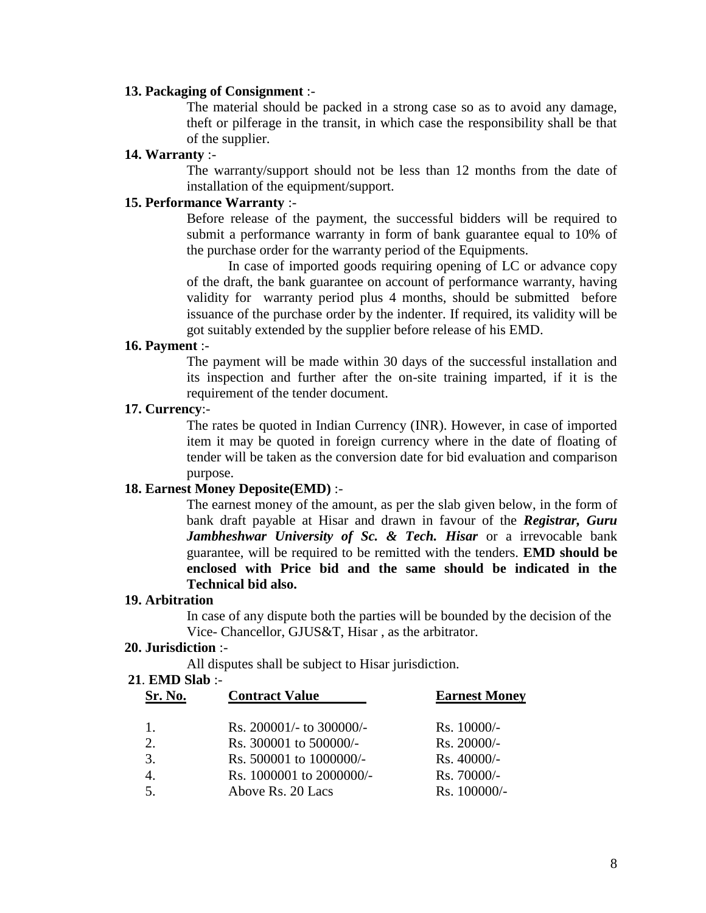**13. Packaging of Consignment** :-

The material should be packed in a strong case so as to avoid any damage, theft or pilferage in the transit, in which case the responsibility shall be that of the supplier.

**14. Warranty** :-

The warranty/support should not be less than 12 months from the date of installation of the equipment/support.

**15. Performance Warranty** :-

Before release of the payment, the successful bidders will be required to submit a performance warranty in form of bank guarantee equal to 10% of the purchase order for the warranty period of the Equipments.

In case of imported goods requiring opening of LC or advance copy of the draft, the bank guarantee on account of performance warranty, having validity for warranty period plus 4 months, should be submitted before issuance of the purchase order by the indenter. If required, its validity will be got suitably extended by the supplier before release of his EMD.

**16. Payment** :-

The payment will be made within 30 days of the successful installation and its inspection and further after the on-site training imparted, if it is the requirement of the tender document.

**17. Currency**:-

The rates be quoted in Indian Currency (INR). However, in case of imported item it may be quoted in foreign currency where in the date of floating of tender will be taken as the conversion date for bid evaluation and comparison purpose.

**18. Earnest Money Deposite(EMD)** :-

The earnest money of the amount, as per the slab given below, in the form of bank draft payable at Hisar and drawn in favour of the ***Registrar, Guru Jambheshwar University of Sc. & Tech. Hisar*** or a irrevocable bank guarantee, will be required to be remitted with the tenders. **EMD should be enclosed with Price bid and the same should be indicated in the Technical bid also.**

**19. Arbitration**

In case of any dispute both the parties will be bounded by the decision of the Vice- Chancellor, GJUS&T, Hisar , as the arbitrator.

**20. Jurisdiction** :-

All disputes shall be subject to Hisar jurisdiction.

**21**. **EMD Slab** :-

| Sr. No. | Contract Value | Earnest Money |
|---|---|---|
| 1. | Rs. 200001/- to 300000/- | Rs. 10000/- |
| 2. | Rs. 300001 to 500000/- | Rs. 20000/- |
| 3. | Rs. 500001 to 1000000/- | Rs. 40000/- |
| 4. | Rs. 1000001 to 2000000/- | Rs. 70000/- |
| 5. | Above Rs. 20 Lacs | Rs. 100000/- |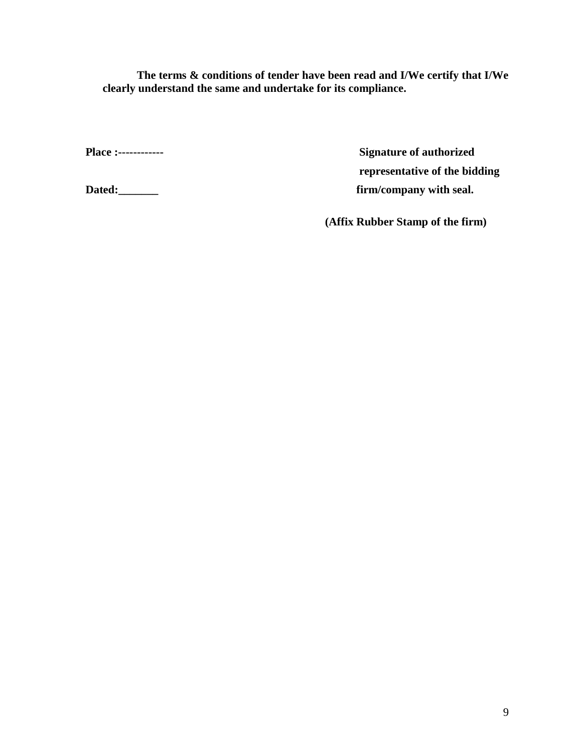**The terms & conditions of tender have been read and I/We certify that I/We clearly understand the same and undertake for its compliance.**

**Place :------------**

**Dated:_______**

**Signature of authorized representative of the bidding firm/company with seal.**

**(Affix Rubber Stamp of the firm)**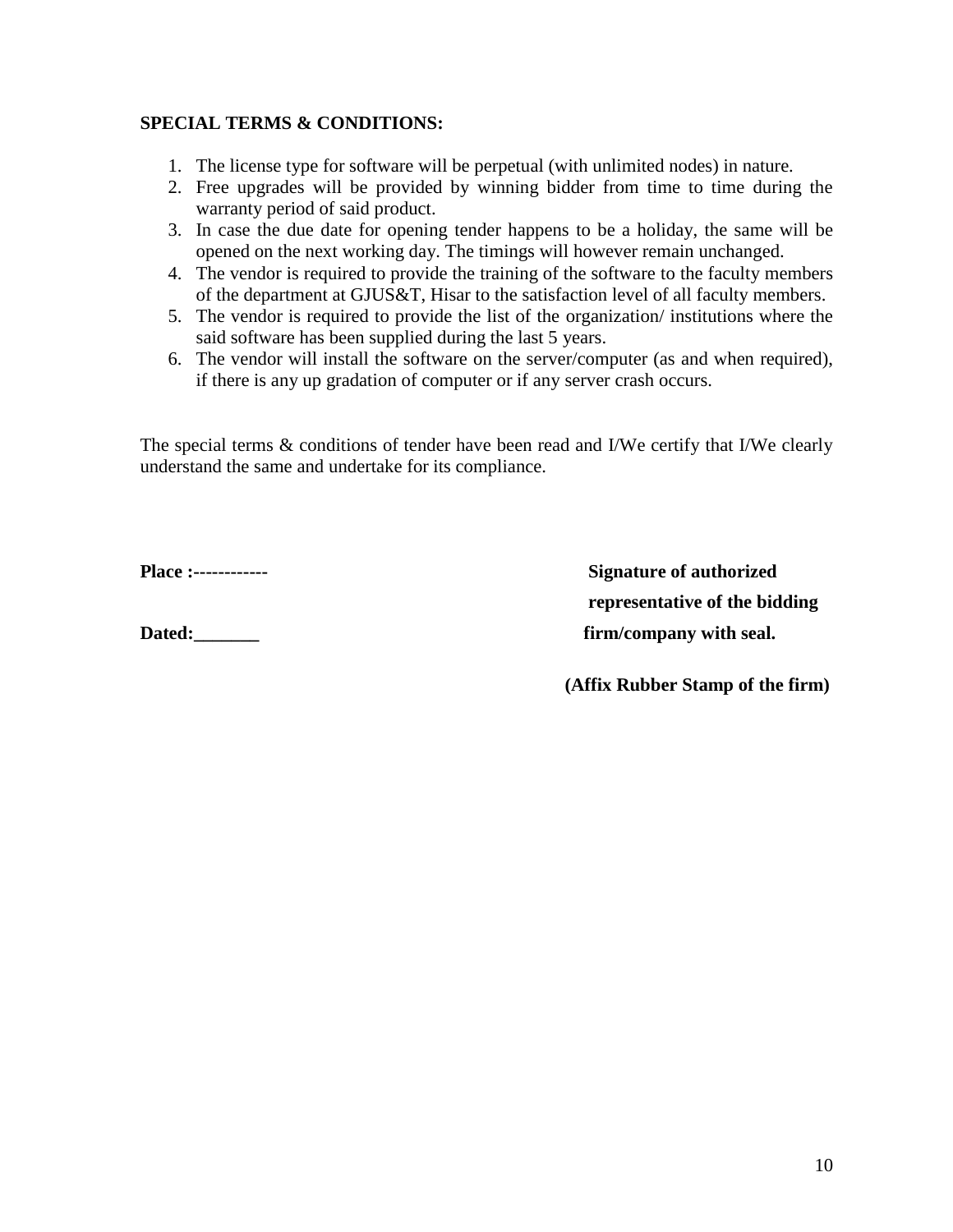**SPECIAL TERMS & CONDITIONS:**

1. The license type for software will be perpetual (with unlimited nodes) in nature.
2. Free upgrades will be provided by winning bidder from time to time during the warranty period of said product.
3. In case the due date for opening tender happens to be a holiday, the same will be opened on the next working day. The timings will however remain unchanged.
4. The vendor is required to provide the training of the software to the faculty members of the department at GJUS&T, Hisar to the satisfaction level of all faculty members.
5. The vendor is required to provide the list of the organization/ institutions where the said software has been supplied during the last 5 years.
6. The vendor will install the software on the server/computer (as and when required), if there is any up gradation of computer or if any server crash occurs.

The special terms & conditions of tender have been read and I/We certify that I/We clearly understand the same and undertake for its compliance.

**Place :------------**

**Dated:_______**

**Signature of authorized representative of the bidding firm/company with seal.**

**(Affix Rubber Stamp of the firm)**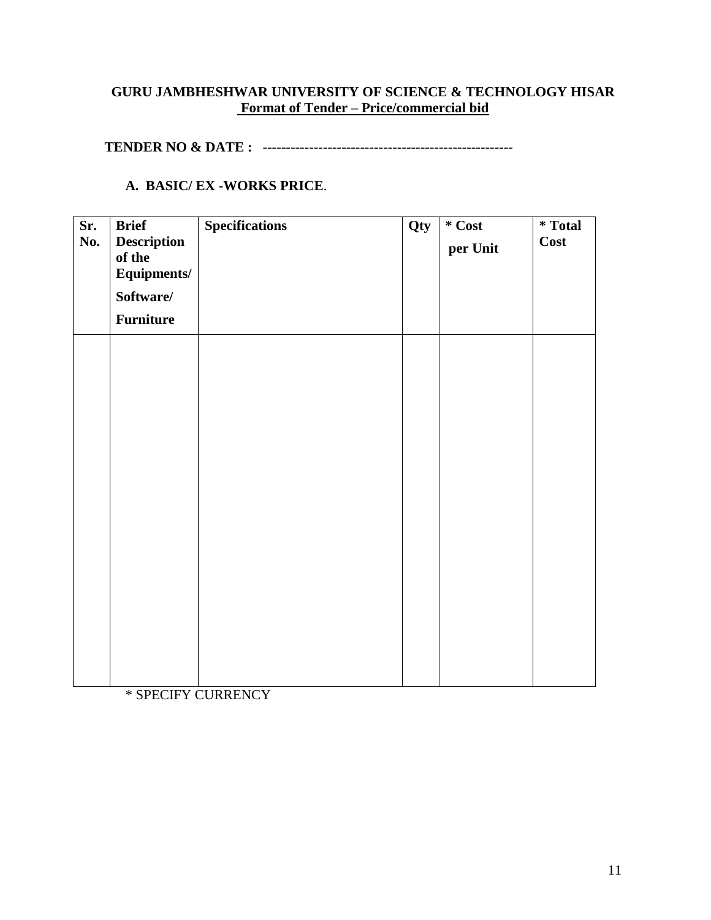**GURU JAMBHESHWAR UNIVERSITY OF SCIENCE & TECHNOLOGY HISAR**

**Format of Tender – Price/commercial bid**

**TENDER NO & DATE : -------------------------------------------------------**

**A. BASIC/ EX -WORKS PRICE**.

| Sr. No. | Brief Description of the Equipments/ Software/ Furniture | Specifications | Qty | * Cost per Unit | * Total Cost |
|---|---|---|---|---|---|
| | | | | | |

* SPECIFY CURRENCY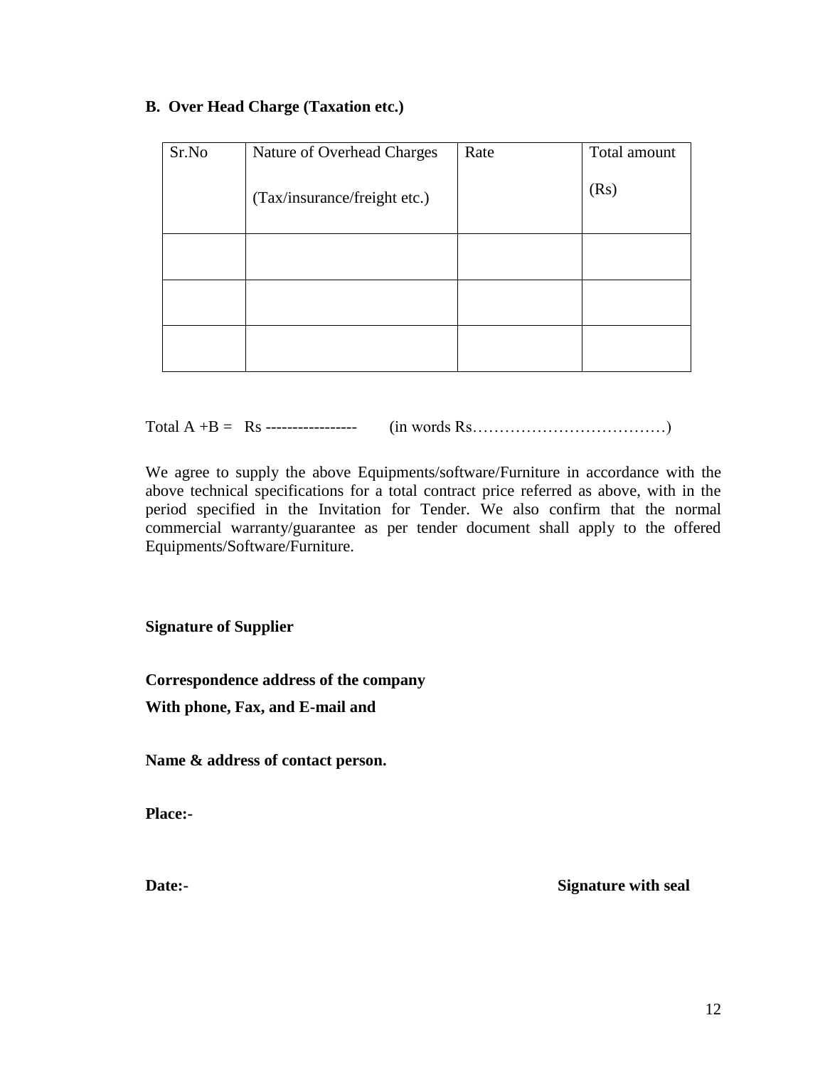**B. Over Head Charge (Taxation etc.)**

| Sr.No | Nature of Overhead Charges (Tax/insurance/freight etc.) | Rate | Total amount (Rs) |
|---|---|---|---|
| | | | |
| | | | |
| | | | |

Total A +B = Rs ----------------- (in words Rs………………………………)

We agree to supply the above Equipments/software/Furniture in accordance with the above technical specifications for a total contract price referred as above, with in the period specified in the Invitation for Tender. We also confirm that the normal commercial warranty/guarantee as per tender document shall apply to the offered Equipments/Software/Furniture.

**Signature of Supplier**

**Correspondence address of the company**

**With phone, Fax, and E-mail and**

**Name & address of contact person.**

**Place:-**

**Date:-** **Signature with seal**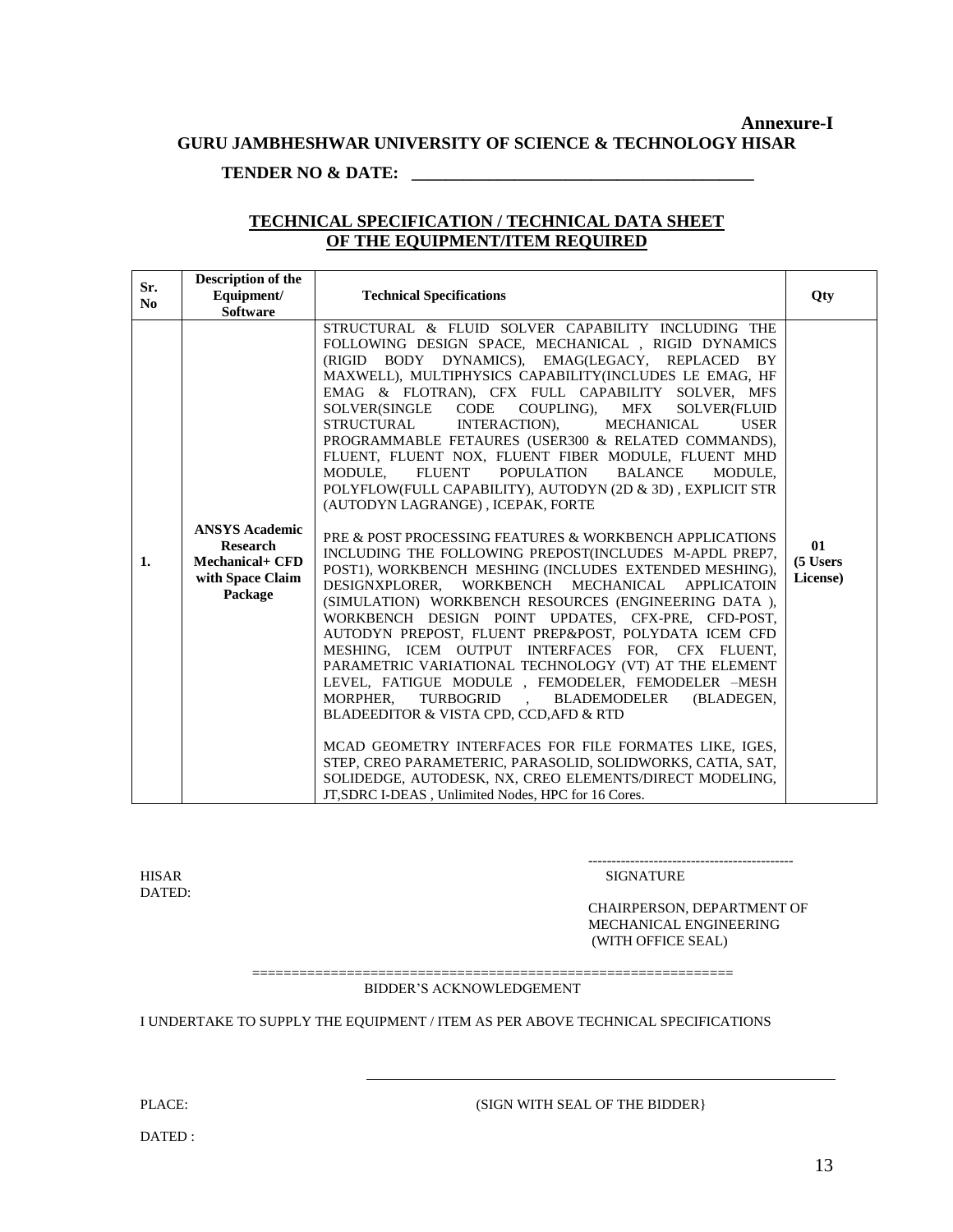**Annexure-I**

**GURU JAMBHESHWAR UNIVERSITY OF SCIENCE & TECHNOLOGY HISAR**

**TENDER NO & DATE: \_\_\_\_\_\_\_\_\_\_\_\_\_\_\_\_\_\_\_\_\_\_\_\_\_\_\_\_\_\_\_\_\_\_\_\_\_\_\_\_**

**TECHNICAL SPECIFICATION / TECHNICAL DATA SHEET OF THE EQUIPMENT/ITEM REQUIRED**

| Sr. No | Description of the Equipment/ Software | Technical Specifications | Qty |
|---|---|---|---|
| 1. | **ANSYS Academic Research Mechanical+ CFD with Space Claim Package** | STRUCTURAL & FLUID SOLVER CAPABILITY INCLUDING THE FOLLOWING DESIGN SPACE, MECHANICAL , RIGID DYNAMICS (RIGID BODY DYNAMICS), EMAG(LEGACY, REPLACED BY MAXWELL), MULTIPHYSICS CAPABILITY(INCLUDES LE EMAG, HF EMAG & FLOTRAN), CFX FULL CAPABILITY SOLVER, MFS SOLVER(SINGLE CODE COUPLING), MFX SOLVER(FLUID STRUCTURAL INTERACTION), MECHANICAL USER PROGRAMMABLE FETAURES (USER300 & RELATED COMMANDS), FLUENT, FLUENT NOX, FLUENT FIBER MODULE, FLUENT MHD MODULE, FLUENT POPULATION BALANCE MODULE, POLYFLOW(FULL CAPABILITY), AUTODYN (2D & 3D) , EXPLICIT STR (AUTODYN LAGRANGE) , ICEPAK, FORTE<br><br>PRE & POST PROCESSING FEATURES & WORKBENCH APPLICATIONS INCLUDING THE FOLLOWING PREPOST(INCLUDES M-APDL PREP7, POST1), WORKBENCH MESHING (INCLUDES EXTENDED MESHING), DESIGNXPLORER, WORKBENCH MECHANICAL APPLICATOIN (SIMULATION) WORKBENCH RESOURCES (ENGINEERING DATA ), WORKBENCH DESIGN POINT UPDATES, CFX-PRE, CFD-POST, AUTODYN PREPOST, FLUENT PREP&POST, POLYDATA ICEM CFD MESHING, ICEM OUTPUT INTERFACES FOR, CFX FLUENT, PARAMETRIC VARIATIONAL TECHNOLOGY (VT) AT THE ELEMENT LEVEL, FATIGUE MODULE , FEMODELER, FEMODELER –MESH MORPHER, TURBOGRID , BLADEMODELER (BLADEGEN, BLADEEDITOR & VISTA CPD, CCD,AFD & RTD<br><br>MCAD GEOMETRY INTERFACES FOR FILE FORMATES LIKE, IGES, STEP, CREO PARAMETERIC, PARASOLID, SOLIDWORKS, CATIA, SAT, SOLIDEDGE, AUTODESK, NX, CREO ELEMENTS/DIRECT MODELING, JT,SDRC I-DEAS , Unlimited Nodes, HPC for 16 Cores. | **01 (5 Users License)** |

HISAR
DATED:

-------------------------------------------
SIGNATURE

CHAIRPERSON, DEPARTMENT OF MECHANICAL ENGINEERING
(WITH OFFICE SEAL)

=============================================================

BIDDER'S ACKNOWLEDGEMENT

I UNDERTAKE TO SUPPLY THE EQUIPMENT / ITEM AS PER ABOVE TECHNICAL SPECIFICATIONS

PLACE: (SIGN WITH SEAL OF THE BIDDER}

DATED :